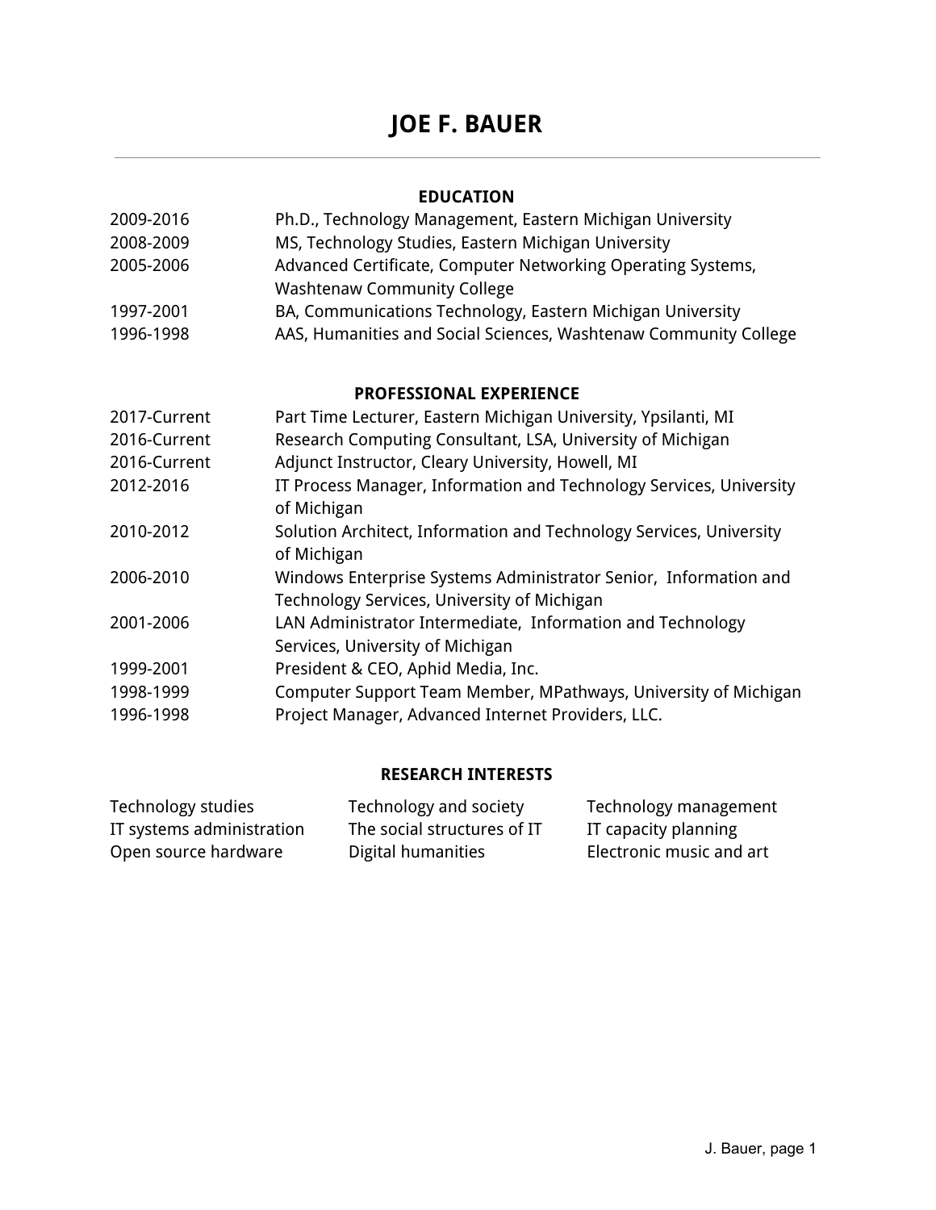# JOE F. BAUER

## EDUCATION

| | |
|---|---|
| 2009-2016 | Ph.D., Technology Management, Eastern Michigan University |
| 2008-2009 | MS, Technology Studies, Eastern Michigan University |
| 2005-2006 | Advanced Certificate, Computer Networking Operating Systems, Washtenaw Community College |
| 1997-2001 | BA, Communications Technology, Eastern Michigan University |
| 1996-1998 | AAS, Humanities and Social Sciences, Washtenaw Community College |

## PROFESSIONAL EXPERIENCE

| | |
|---|---|
| 2017-Current | Part Time Lecturer, Eastern Michigan University, Ypsilanti, MI |
| 2016-Current | Research Computing Consultant, LSA, University of Michigan |
| 2016-Current | Adjunct Instructor, Cleary University, Howell, MI |
| 2012-2016 | IT Process Manager, Information and Technology Services, University of Michigan |
| 2010-2012 | Solution Architect, Information and Technology Services, University of Michigan |
| 2006-2010 | Windows Enterprise Systems Administrator Senior, Information and Technology Services, University of Michigan |
| 2001-2006 | LAN Administrator Intermediate, Information and Technology Services, University of Michigan |
| 1999-2001 | President & CEO, Aphid Media, Inc. |
| 1998-1999 | Computer Support Team Member, MPathways, University of Michigan |
| 1996-1998 | Project Manager, Advanced Internet Providers, LLC. |

## RESEARCH INTERESTS

| | | |
|---|---|---|
| Technology studies | Technology and society | Technology management |
| IT systems administration | The social structures of IT | IT capacity planning |
| Open source hardware | Digital humanities | Electronic music and art |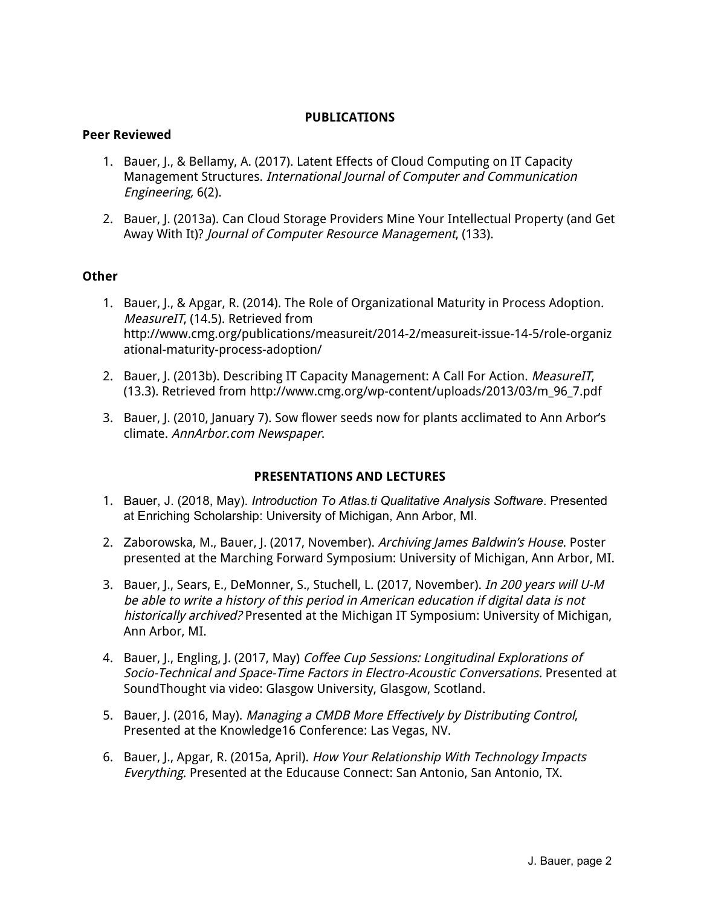## PUBLICATIONS

### Peer Reviewed

1. Bauer, J., & Bellamy, A. (2017). Latent Effects of Cloud Computing on IT Capacity Management Structures. *International Journal of Computer and Communication Engineering,* 6(2).

2. Bauer, J. (2013a). Can Cloud Storage Providers Mine Your Intellectual Property (and Get Away With It)? *Journal of Computer Resource Management*, (133).

### Other

1. Bauer, J., & Apgar, R. (2014). The Role of Organizational Maturity in Process Adoption. *MeasureIT*, (14.5). Retrieved from http://www.cmg.org/publications/measureit/2014-2/measureit-issue-14-5/role-organizational-maturity-process-adoption/

2. Bauer, J. (2013b). Describing IT Capacity Management: A Call For Action. *MeasureIT*, (13.3). Retrieved from http://www.cmg.org/wp-content/uploads/2013/03/m_96_7.pdf

3. Bauer, J. (2010, January 7). Sow flower seeds now for plants acclimated to Ann Arbor's climate. *AnnArbor.com Newspaper*.

## PRESENTATIONS AND LECTURES

1. Bauer, J. (2018, May). *Introduction To Atlas.ti Qualitative Analysis Software*. Presented at Enriching Scholarship: University of Michigan, Ann Arbor, MI.

2. Zaborowska, M., Bauer, J. (2017, November). *Archiving James Baldwin's House*. Poster presented at the Marching Forward Symposium: University of Michigan, Ann Arbor, MI.

3. Bauer, J., Sears, E., DeMonner, S., Stuchell, L. (2017, November). *In 200 years will U-M be able to write a history of this period in American education if digital data is not historically archived?* Presented at the Michigan IT Symposium: University of Michigan, Ann Arbor, MI.

4. Bauer, J., Engling, J. (2017, May) *Coffee Cup Sessions: Longitudinal Explorations of Socio-Technical and Space-Time Factors in Electro-Acoustic Conversations.* Presented at SoundThought via video: Glasgow University, Glasgow, Scotland.

5. Bauer, J. (2016, May). *Managing a CMDB More Effectively by Distributing Control*, Presented at the Knowledge16 Conference: Las Vegas, NV.

6. Bauer, J., Apgar, R. (2015a, April). *How Your Relationship With Technology Impacts Everything*. Presented at the Educause Connect: San Antonio, San Antonio, TX.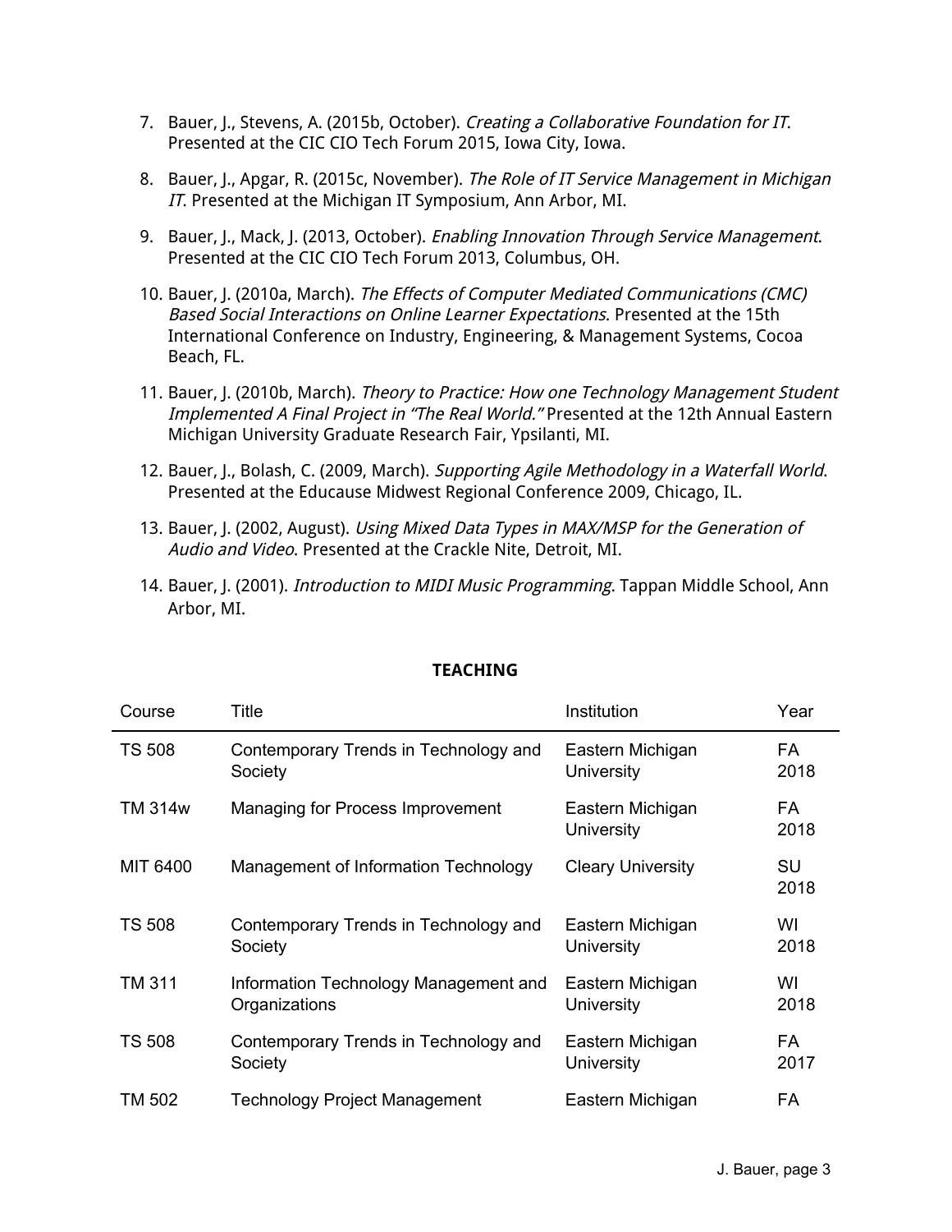7. Bauer, J., Stevens, A. (2015b, October). *Creating a Collaborative Foundation for IT*. Presented at the CIC CIO Tech Forum 2015, Iowa City, Iowa.

8. Bauer, J., Apgar, R. (2015c, November). *The Role of IT Service Management in Michigan IT*. Presented at the Michigan IT Symposium, Ann Arbor, MI.

9. Bauer, J., Mack, J. (2013, October). *Enabling Innovation Through Service Management*. Presented at the CIC CIO Tech Forum 2013, Columbus, OH.

10. Bauer, J. (2010a, March). *The Effects of Computer Mediated Communications (CMC) Based Social Interactions on Online Learner Expectations*. Presented at the 15th International Conference on Industry, Engineering, & Management Systems, Cocoa Beach, FL.

11. Bauer, J. (2010b, March). *Theory to Practice: How one Technology Management Student Implemented A Final Project in "The Real World."* Presented at the 12th Annual Eastern Michigan University Graduate Research Fair, Ypsilanti, MI.

12. Bauer, J., Bolash, C. (2009, March). *Supporting Agile Methodology in a Waterfall World*. Presented at the Educause Midwest Regional Conference 2009, Chicago, IL.

13. Bauer, J. (2002, August). *Using Mixed Data Types in MAX/MSP for the Generation of Audio and Video*. Presented at the Crackle Nite, Detroit, MI.

14. Bauer, J. (2001). *Introduction to MIDI Music Programming*. Tappan Middle School, Ann Arbor, MI.

## TEACHING

| Course | Title | Institution | Year |
|---|---|---|---|
| TS 508 | Contemporary Trends in Technology and Society | Eastern Michigan University | FA 2018 |
| TM 314w | Managing for Process Improvement | Eastern Michigan University | FA 2018 |
| MIT 6400 | Management of Information Technology | Cleary University | SU 2018 |
| TS 508 | Contemporary Trends in Technology and Society | Eastern Michigan University | WI 2018 |
| TM 311 | Information Technology Management and Organizations | Eastern Michigan University | WI 2018 |
| TS 508 | Contemporary Trends in Technology and Society | Eastern Michigan University | FA 2017 |
| TM 502 | Technology Project Management | Eastern Michigan | FA |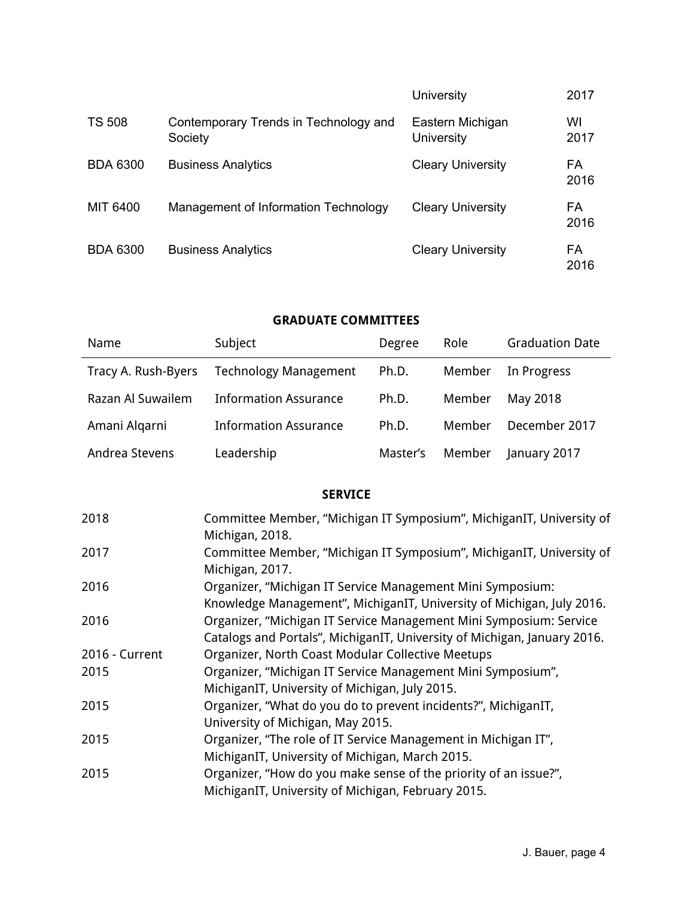| | | University | 2017 |
|---|---|---|---|
| TS 508 | Contemporary Trends in Technology and Society | Eastern Michigan University | WI 2017 |
| BDA 6300 | Business Analytics | Cleary University | FA 2016 |
| MIT 6400 | Management of Information Technology | Cleary University | FA 2016 |
| BDA 6300 | Business Analytics | Cleary University | FA 2016 |

## GRADUATE COMMITTEES

| Name | Subject | Degree | Role | Graduation Date |
|---|---|---|---|---|
| Tracy A. Rush-Byers | Technology Management | Ph.D. | Member | In Progress |
| Razan Al Suwailem | Information Assurance | Ph.D. | Member | May 2018 |
| Amani Alqarni | Information Assurance | Ph.D. | Member | December 2017 |
| Andrea Stevens | Leadership | Master's | Member | January 2017 |

## SERVICE

| | |
|---|---|
| 2018 | Committee Member, "Michigan IT Symposium", MichiganIT, University of Michigan, 2018. |
| 2017 | Committee Member, "Michigan IT Symposium", MichiganIT, University of Michigan, 2017. |
| 2016 | Organizer, "Michigan IT Service Management Mini Symposium: Knowledge Management", MichiganIT, University of Michigan, July 2016. |
| 2016 | Organizer, "Michigan IT Service Management Mini Symposium: Service Catalogs and Portals", MichiganIT, University of Michigan, January 2016. |
| 2016 - Current | Organizer, North Coast Modular Collective Meetups |
| 2015 | Organizer, "Michigan IT Service Management Mini Symposium", MichiganIT, University of Michigan, July 2015. |
| 2015 | Organizer, "What do you do to prevent incidents?", MichiganIT, University of Michigan, May 2015. |
| 2015 | Organizer, "The role of IT Service Management in Michigan IT", MichiganIT, University of Michigan, March 2015. |
| 2015 | Organizer, "How do you make sense of the priority of an issue?", MichiganIT, University of Michigan, February 2015. |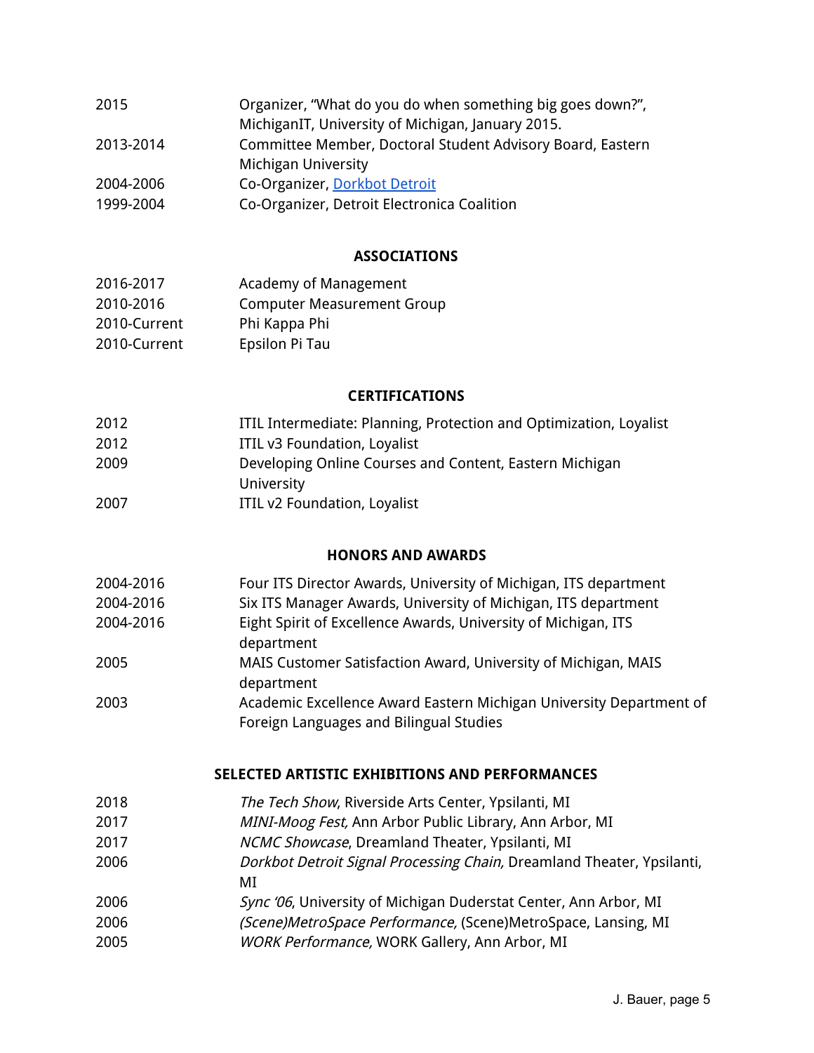| | |
|---|---|
| 2015 | Organizer, "What do you do when something big goes down?", MichiganIT, University of Michigan, January 2015. |
| 2013-2014 | Committee Member, Doctoral Student Advisory Board, Eastern Michigan University |
| 2004-2006 | Co-Organizer, Dorkbot Detroit |
| 1999-2004 | Co-Organizer, Detroit Electronica Coalition |

## ASSOCIATIONS

| | |
|---|---|
| 2016-2017 | Academy of Management |
| 2010-2016 | Computer Measurement Group |
| 2010-Current | Phi Kappa Phi |
| 2010-Current | Epsilon Pi Tau |

## CERTIFICATIONS

| | |
|---|---|
| 2012 | ITIL Intermediate: Planning, Protection and Optimization, Loyalist |
| 2012 | ITIL v3 Foundation, Loyalist |
| 2009 | Developing Online Courses and Content, Eastern Michigan University |
| 2007 | ITIL v2 Foundation, Loyalist |

## HONORS AND AWARDS

| | |
|---|---|
| 2004-2016 | Four ITS Director Awards, University of Michigan, ITS department |
| 2004-2016 | Six ITS Manager Awards, University of Michigan, ITS department |
| 2004-2016 | Eight Spirit of Excellence Awards, University of Michigan, ITS department |
| 2005 | MAIS Customer Satisfaction Award, University of Michigan, MAIS department |
| 2003 | Academic Excellence Award Eastern Michigan University Department of Foreign Languages and Bilingual Studies |

## SELECTED ARTISTIC EXHIBITIONS AND PERFORMANCES

| | |
|---|---|
| 2018 | *The Tech Show*, Riverside Arts Center, Ypsilanti, MI |
| 2017 | *MINI-Moog Fest,* Ann Arbor Public Library, Ann Arbor, MI |
| 2017 | *NCMC Showcase*, Dreamland Theater, Ypsilanti, MI |
| 2006 | *Dorkbot Detroit Signal Processing Chain,* Dreamland Theater, Ypsilanti, MI |
| 2006 | *Sync '06*, University of Michigan Duderstat Center, Ann Arbor, MI |
| 2006 | *(Scene)MetroSpace Performance,* (Scene)MetroSpace, Lansing, MI |
| 2005 | *WORK Performance,* WORK Gallery, Ann Arbor, MI |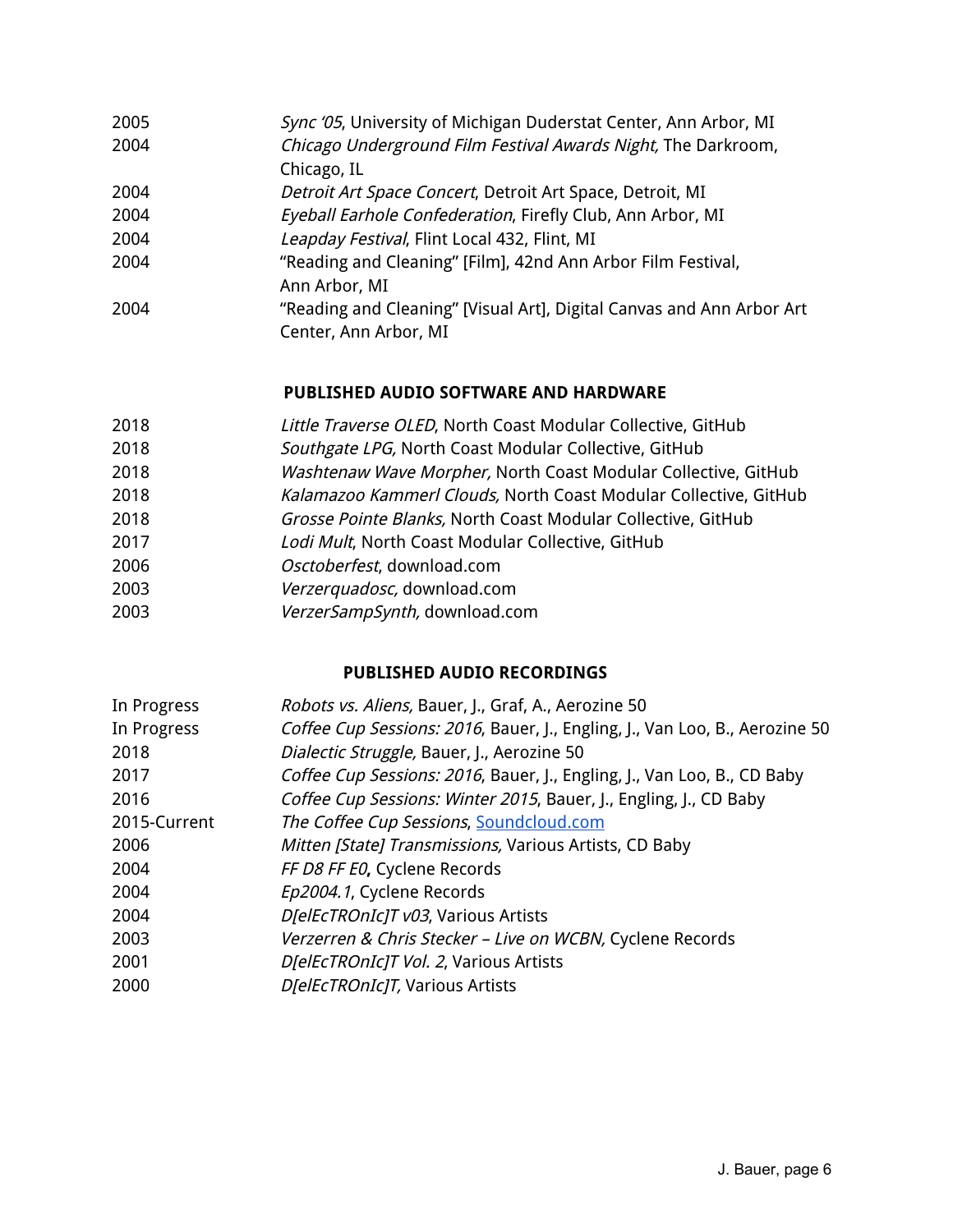| | |
|---|---|
| 2005 | *Sync '05*, University of Michigan Duderstat Center, Ann Arbor, MI |
| 2004 | *Chicago Underground Film Festival Awards Night,* The Darkroom, Chicago, IL |
| 2004 | *Detroit Art Space Concert*, Detroit Art Space, Detroit, MI |
| 2004 | *Eyeball Earhole Confederation*, Firefly Club, Ann Arbor, MI |
| 2004 | *Leapday Festival*, Flint Local 432, Flint, MI |
| 2004 | "Reading and Cleaning" [Film], 42nd Ann Arbor Film Festival, Ann Arbor, MI |
| 2004 | "Reading and Cleaning" [Visual Art], Digital Canvas and Ann Arbor Art Center, Ann Arbor, MI |

## PUBLISHED AUDIO SOFTWARE AND HARDWARE

| | |
|---|---|
| 2018 | *Little Traverse OLED*, North Coast Modular Collective, GitHub |
| 2018 | *Southgate LPG,* North Coast Modular Collective, GitHub |
| 2018 | *Washtenaw Wave Morpher,* North Coast Modular Collective, GitHub |
| 2018 | *Kalamazoo Kammerl Clouds,* North Coast Modular Collective, GitHub |
| 2018 | *Grosse Pointe Blanks,* North Coast Modular Collective, GitHub |
| 2017 | *Lodi Mult*, North Coast Modular Collective, GitHub |
| 2006 | *Osctoberfest*, download.com |
| 2003 | *Verzerquadosc,* download.com |
| 2003 | *VerzerSampSynth,* download.com |

## PUBLISHED AUDIO RECORDINGS

| | |
|---|---|
| In Progress | *Robots vs. Aliens,* Bauer, J., Graf, A., Aerozine 50 |
| In Progress | *Coffee Cup Sessions: 2016*, Bauer, J., Engling, J., Van Loo, B., Aerozine 50 |
| 2018 | *Dialectic Struggle,* Bauer, J., Aerozine 50 |
| 2017 | *Coffee Cup Sessions: 2016*, Bauer, J., Engling, J., Van Loo, B., CD Baby |
| 2016 | *Coffee Cup Sessions: Winter 2015*, Bauer, J., Engling, J., CD Baby |
| 2015-Current | *The Coffee Cup Sessions*, Soundcloud.com |
| 2006 | *Mitten [State] Transmissions,* Various Artists, CD Baby |
| 2004 | *FF D8 FF E0*, Cyclene Records |
| 2004 | *Ep2004.1*, Cyclene Records |
| 2004 | *D[elEcTROnIc]T v03*, Various Artists |
| 2003 | *Verzerren & Chris Stecker – Live on WCBN,* Cyclene Records |
| 2001 | *D[elEcTROnIc]T Vol. 2*, Various Artists |
| 2000 | *D[elEcTROnIc]T,* Various Artists |